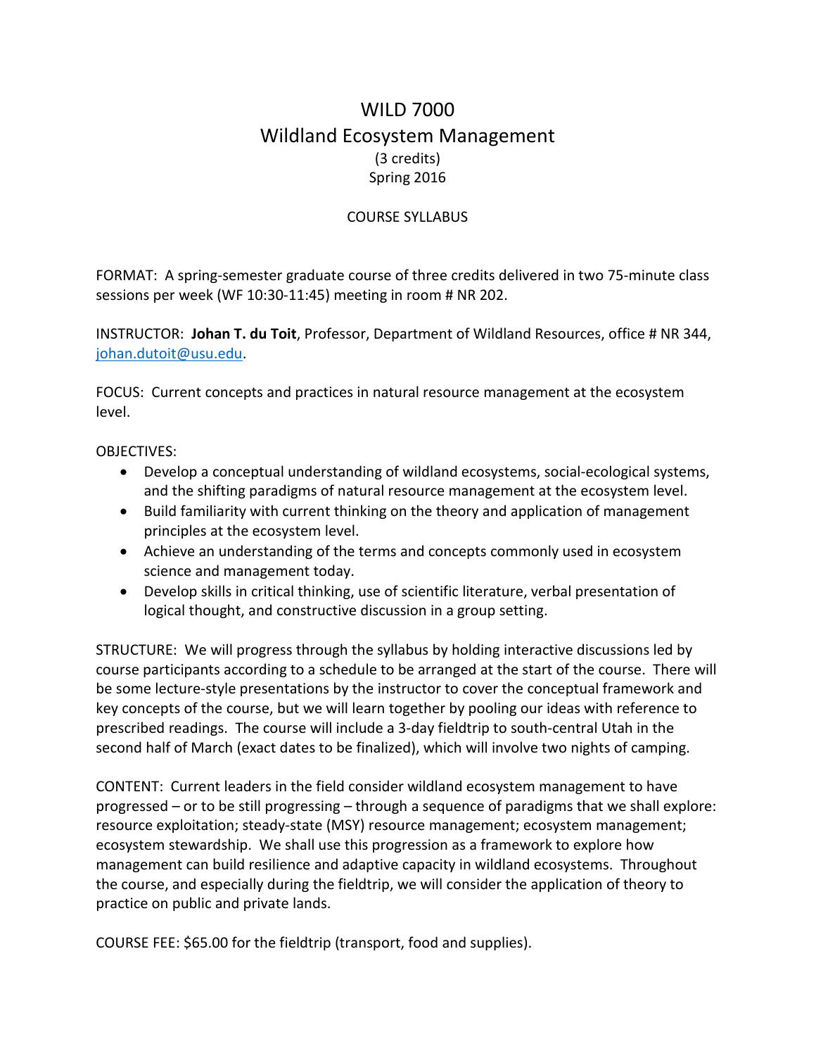# WILD 7000
# Wildland Ecosystem Management

(3 credits)
Spring 2016

COURSE SYLLABUS

FORMAT: A spring-semester graduate course of three credits delivered in two 75-minute class sessions per week (WF 10:30-11:45) meeting in room # NR 202.

INSTRUCTOR: **Johan T. du Toit**, Professor, Department of Wildland Resources, office # NR 344, johan.dutoit@usu.edu.

FOCUS: Current concepts and practices in natural resource management at the ecosystem level.

OBJECTIVES:

- Develop a conceptual understanding of wildland ecosystems, social-ecological systems, and the shifting paradigms of natural resource management at the ecosystem level.
- Build familiarity with current thinking on the theory and application of management principles at the ecosystem level.
- Achieve an understanding of the terms and concepts commonly used in ecosystem science and management today.
- Develop skills in critical thinking, use of scientific literature, verbal presentation of logical thought, and constructive discussion in a group setting.

STRUCTURE: We will progress through the syllabus by holding interactive discussions led by course participants according to a schedule to be arranged at the start of the course. There will be some lecture-style presentations by the instructor to cover the conceptual framework and key concepts of the course, but we will learn together by pooling our ideas with reference to prescribed readings. The course will include a 3-day fieldtrip to south-central Utah in the second half of March (exact dates to be finalized), which will involve two nights of camping.

CONTENT: Current leaders in the field consider wildland ecosystem management to have progressed – or to be still progressing – through a sequence of paradigms that we shall explore: resource exploitation; steady-state (MSY) resource management; ecosystem management; ecosystem stewardship. We shall use this progression as a framework to explore how management can build resilience and adaptive capacity in wildland ecosystems. Throughout the course, and especially during the fieldtrip, we will consider the application of theory to practice on public and private lands.

COURSE FEE: $65.00 for the fieldtrip (transport, food and supplies).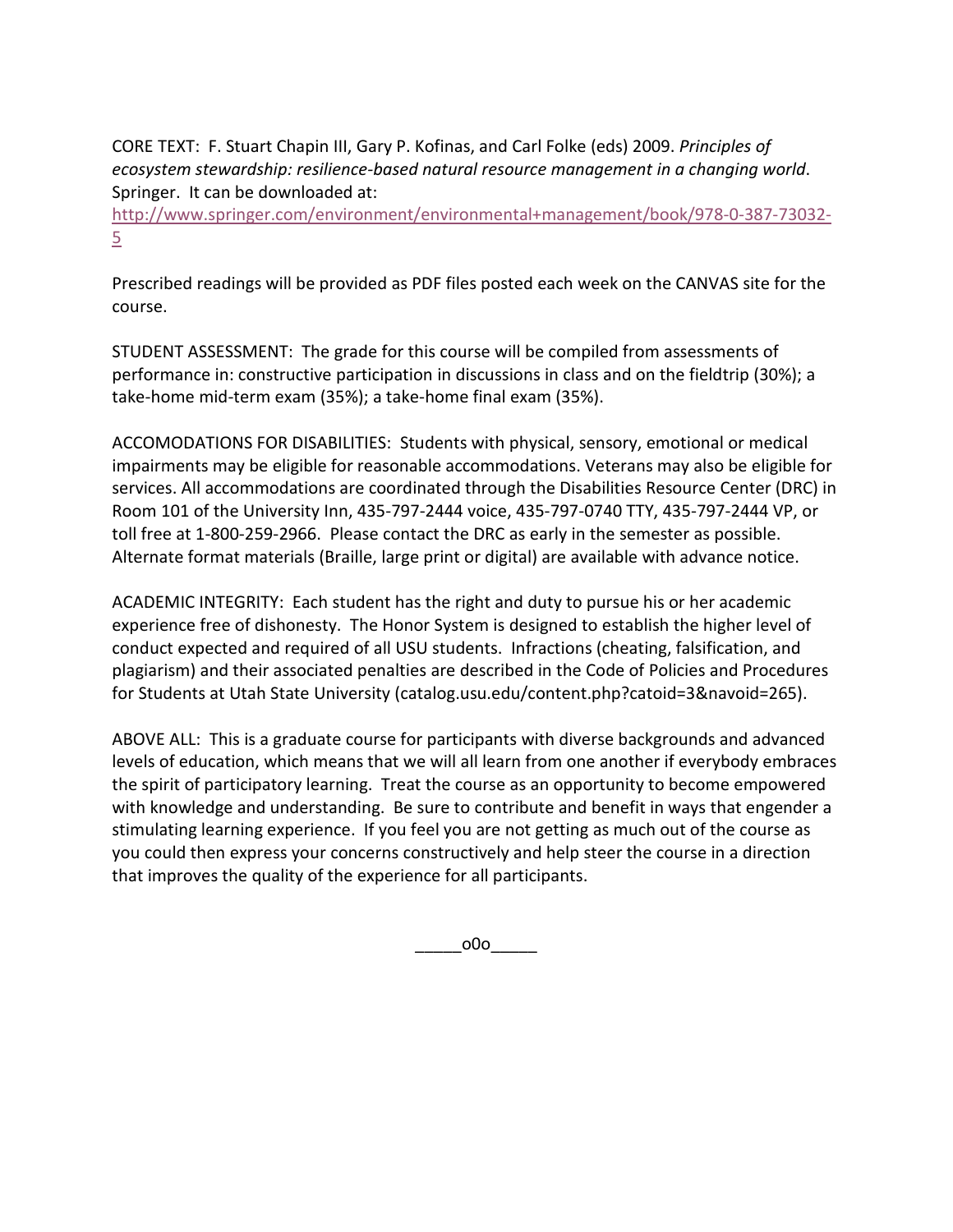CORE TEXT: F. Stuart Chapin III, Gary P. Kofinas, and Carl Folke (eds) 2009. *Principles of ecosystem stewardship: resilience-based natural resource management in a changing world*. Springer. It can be downloaded at: http://www.springer.com/environment/environmental+management/book/978-0-387-73032-5

Prescribed readings will be provided as PDF files posted each week on the CANVAS site for the course.

STUDENT ASSESSMENT: The grade for this course will be compiled from assessments of performance in: constructive participation in discussions in class and on the fieldtrip (30%); a take-home mid-term exam (35%); a take-home final exam (35%).

ACCOMODATIONS FOR DISABILITIES: Students with physical, sensory, emotional or medical impairments may be eligible for reasonable accommodations. Veterans may also be eligible for services. All accommodations are coordinated through the Disabilities Resource Center (DRC) in Room 101 of the University Inn, 435-797-2444 voice, 435-797-0740 TTY, 435-797-2444 VP, or toll free at 1-800-259-2966. Please contact the DRC as early in the semester as possible. Alternate format materials (Braille, large print or digital) are available with advance notice.

ACADEMIC INTEGRITY: Each student has the right and duty to pursue his or her academic experience free of dishonesty. The Honor System is designed to establish the higher level of conduct expected and required of all USU students. Infractions (cheating, falsification, and plagiarism) and their associated penalties are described in the Code of Policies and Procedures for Students at Utah State University (catalog.usu.edu/content.php?catoid=3&navoid=265).

ABOVE ALL: This is a graduate course for participants with diverse backgrounds and advanced levels of education, which means that we will all learn from one another if everybody embraces the spirit of participatory learning. Treat the course as an opportunity to become empowered with knowledge and understanding. Be sure to contribute and benefit in ways that engender a stimulating learning experience. If you feel you are not getting as much out of the course as you could then express your concerns constructively and help steer the course in a direction that improves the quality of the experience for all participants.

_____o0o_____